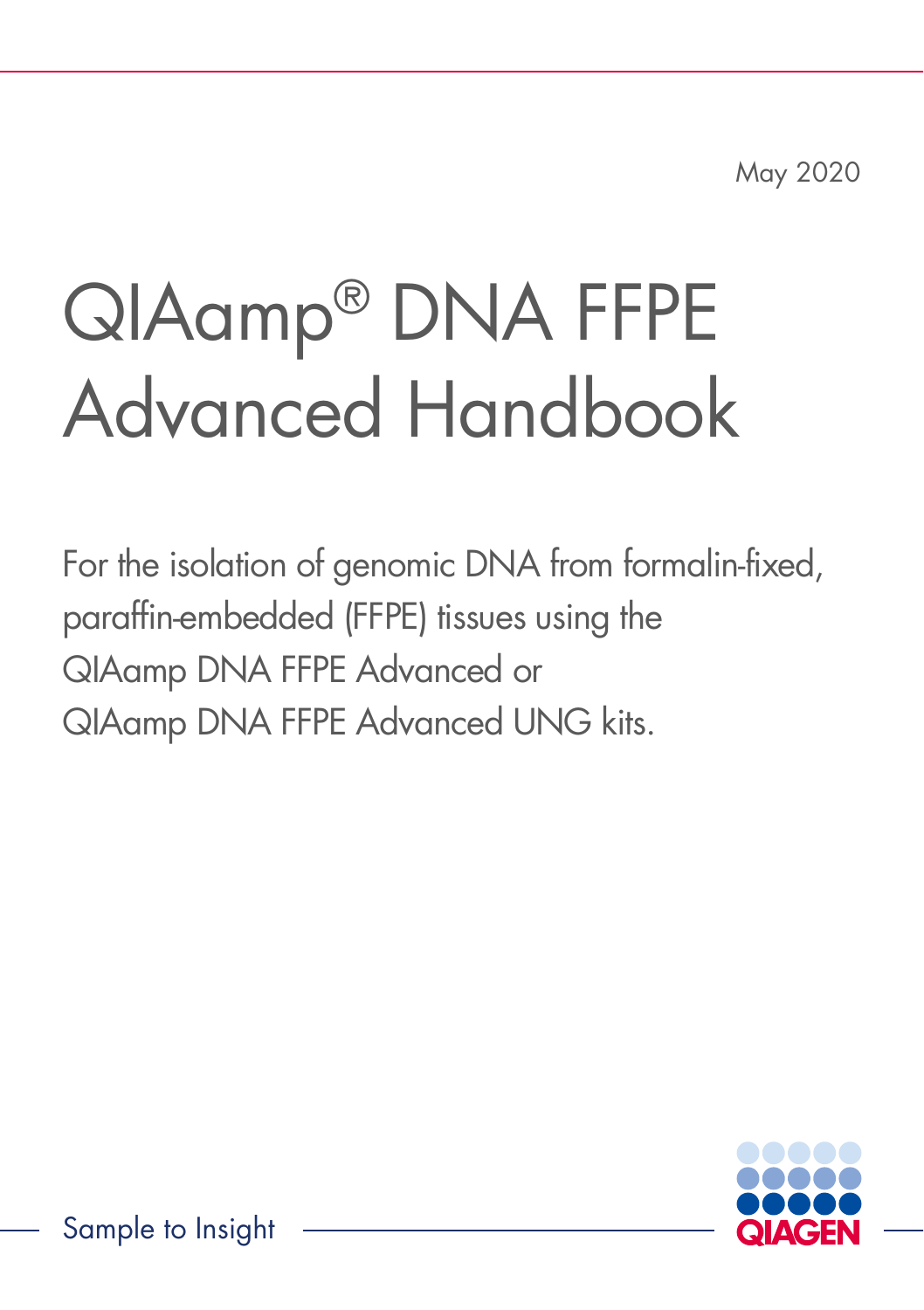May 2020

# QIAamp® DNA FFPE Advanced Handbook

For the isolation of genomic DNA from formalin-fixed, paraffin-embedded (FFPE) tissues using the QIAamp DNA FFPE Advanced or QIAamp DNA FFPE Advanced UNG kits.

Sample to Insight

QIAGEN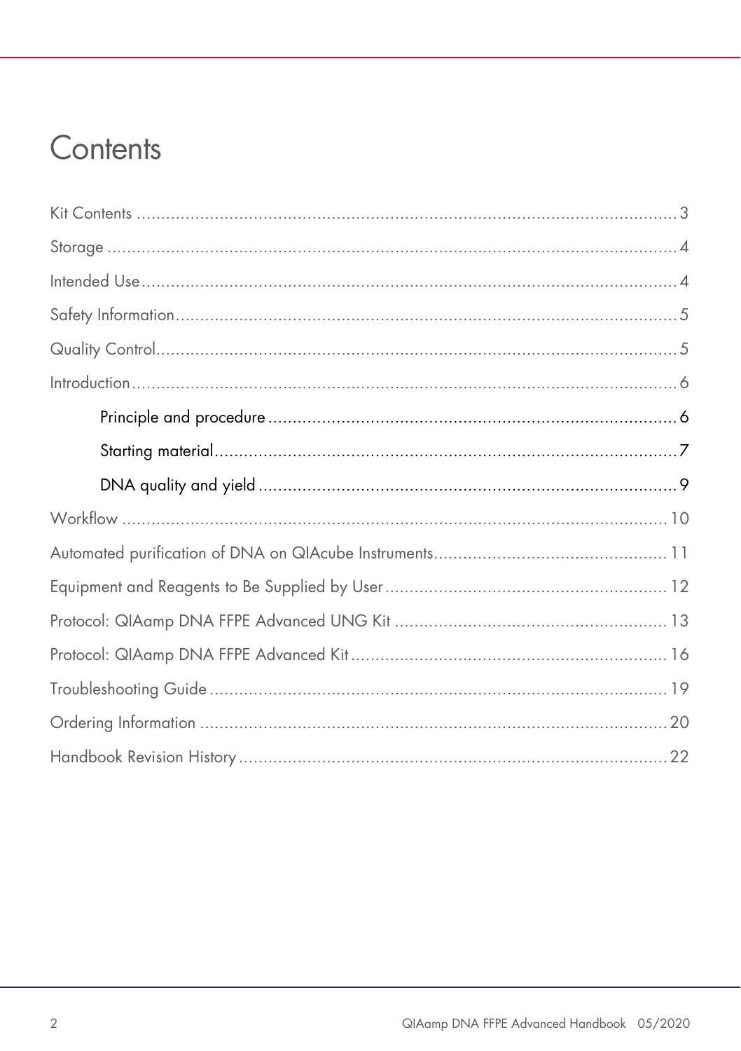# Contents

Kit Contents ........................................................................................................ 3

Storage ................................................................................................................. 4

Intended Use ........................................................................................................ 4

Safety Information ................................................................................................. 5

Quality Control ..................................................................................................... 5

Introduction ........................................................................................................... 6

- Principle and procedure ..................................................................................... 6
- Starting material ................................................................................................. 7
- DNA quality and yield ........................................................................................ 9

Workflow ............................................................................................................. 10

Automated purification of DNA on QIAcube Instruments ................................................ 11

Equipment and Reagents to Be Supplied by User ........................................................ 12

Protocol: QIAamp DNA FFPE Advanced UNG Kit ........................................................ 13

Protocol: QIAamp DNA FFPE Advanced Kit ................................................................ 16

Troubleshooting Guide .......................................................................................... 19

Ordering Information ............................................................................................. 20

Handbook Revision History ..................................................................................... 22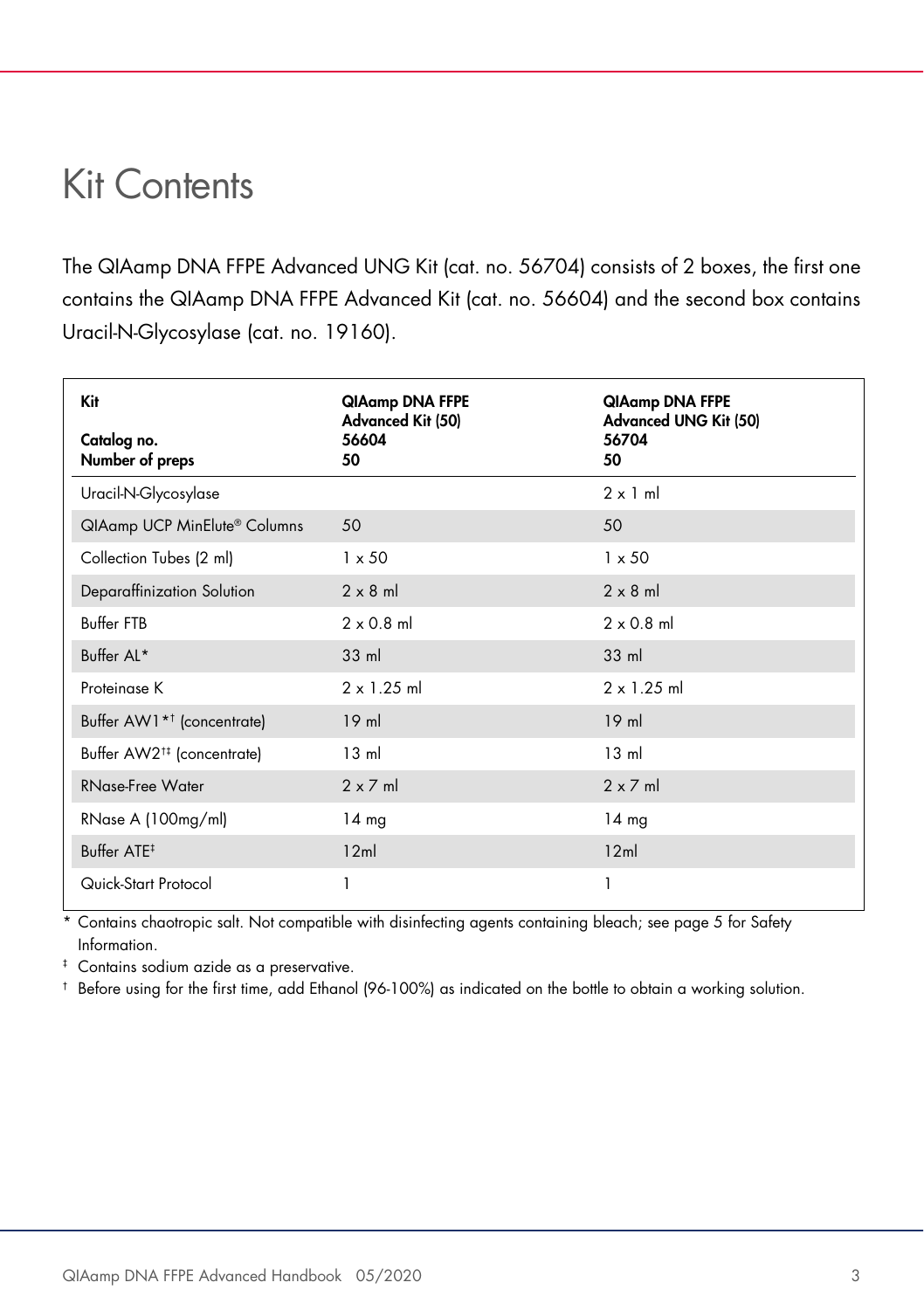# Kit Contents

The QIAamp DNA FFPE Advanced UNG Kit (cat. no. 56704) consists of 2 boxes, the first one contains the QIAamp DNA FFPE Advanced Kit (cat. no. 56604) and the second box contains Uracil-N-Glycosylase (cat. no. 19160).

| **Kit**<br>**Catalog no.**<br>**Number of preps** | **QIAamp DNA FFPE Advanced Kit (50)**<br>**56604**<br>**50** | **QIAamp DNA FFPE Advanced UNG Kit (50)**<br>**56704**<br>**50** |
|---|---|---|
| Uracil-N-Glycosylase | | 2 x 1 ml |
| QIAamp UCP MinElute® Columns | 50 | 50 |
| Collection Tubes (2 ml) | 1 x 50 | 1 x 50 |
| Deparaffinization Solution | 2 x 8 ml | 2 x 8 ml |
| Buffer FTB | 2 x 0.8 ml | 2 x 0.8 ml |
| Buffer AL* | 33 ml | 33 ml |
| Proteinase K | 2 x 1.25 ml | 2 x 1.25 ml |
| Buffer AW1*† (concentrate) | 19 ml | 19 ml |
| Buffer AW2†‡ (concentrate) | 13 ml | 13 ml |
| RNase-Free Water | 2 x 7 ml | 2 x 7 ml |
| RNase A (100mg/ml) | 14 mg | 14 mg |
| Buffer ATE‡ | 12ml | 12ml |
| Quick-Start Protocol | 1 | 1 |

\* Contains chaotropic salt. Not compatible with disinfecting agents containing bleach; see page 5 for Safety Information.

‡ Contains sodium azide as a preservative.

† Before using for the first time, add Ethanol (96-100%) as indicated on the bottle to obtain a working solution.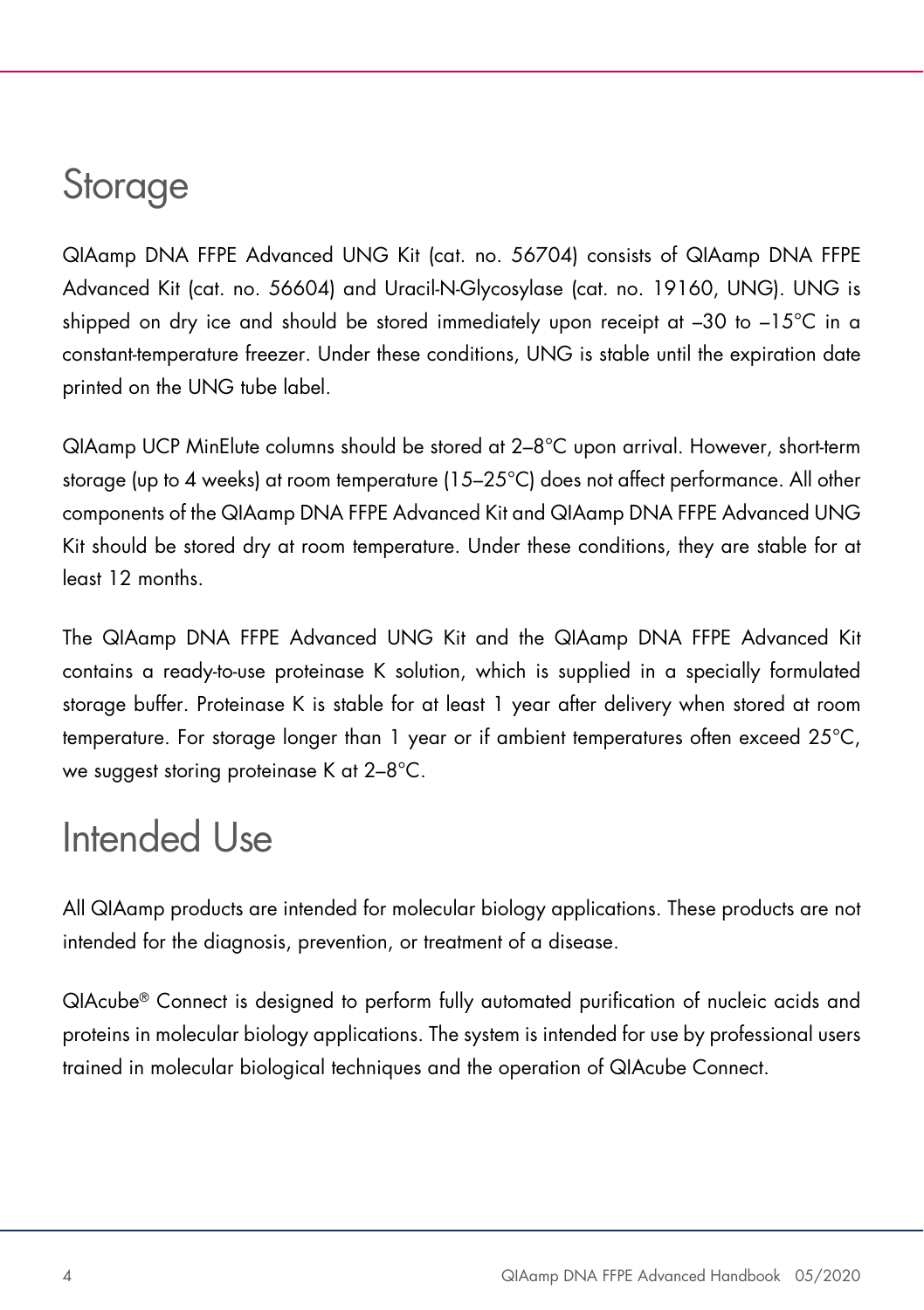# Storage

QIAamp DNA FFPE Advanced UNG Kit (cat. no. 56704) consists of QIAamp DNA FFPE Advanced Kit (cat. no. 56604) and Uracil-N-Glycosylase (cat. no. 19160, UNG). UNG is shipped on dry ice and should be stored immediately upon receipt at –30 to –15°C in a constant-temperature freezer. Under these conditions, UNG is stable until the expiration date printed on the UNG tube label.

QIAamp UCP MinElute columns should be stored at 2–8°C upon arrival. However, short-term storage (up to 4 weeks) at room temperature (15–25°C) does not affect performance. All other components of the QIAamp DNA FFPE Advanced Kit and QIAamp DNA FFPE Advanced UNG Kit should be stored dry at room temperature. Under these conditions, they are stable for at least 12 months.

The QIAamp DNA FFPE Advanced UNG Kit and the QIAamp DNA FFPE Advanced Kit contains a ready-to-use proteinase K solution, which is supplied in a specially formulated storage buffer. Proteinase K is stable for at least 1 year after delivery when stored at room temperature. For storage longer than 1 year or if ambient temperatures often exceed 25°C, we suggest storing proteinase K at 2–8°C.

# Intended Use

All QIAamp products are intended for molecular biology applications. These products are not intended for the diagnosis, prevention, or treatment of a disease.

QIAcube® Connect is designed to perform fully automated purification of nucleic acids and proteins in molecular biology applications. The system is intended for use by professional users trained in molecular biological techniques and the operation of QIAcube Connect.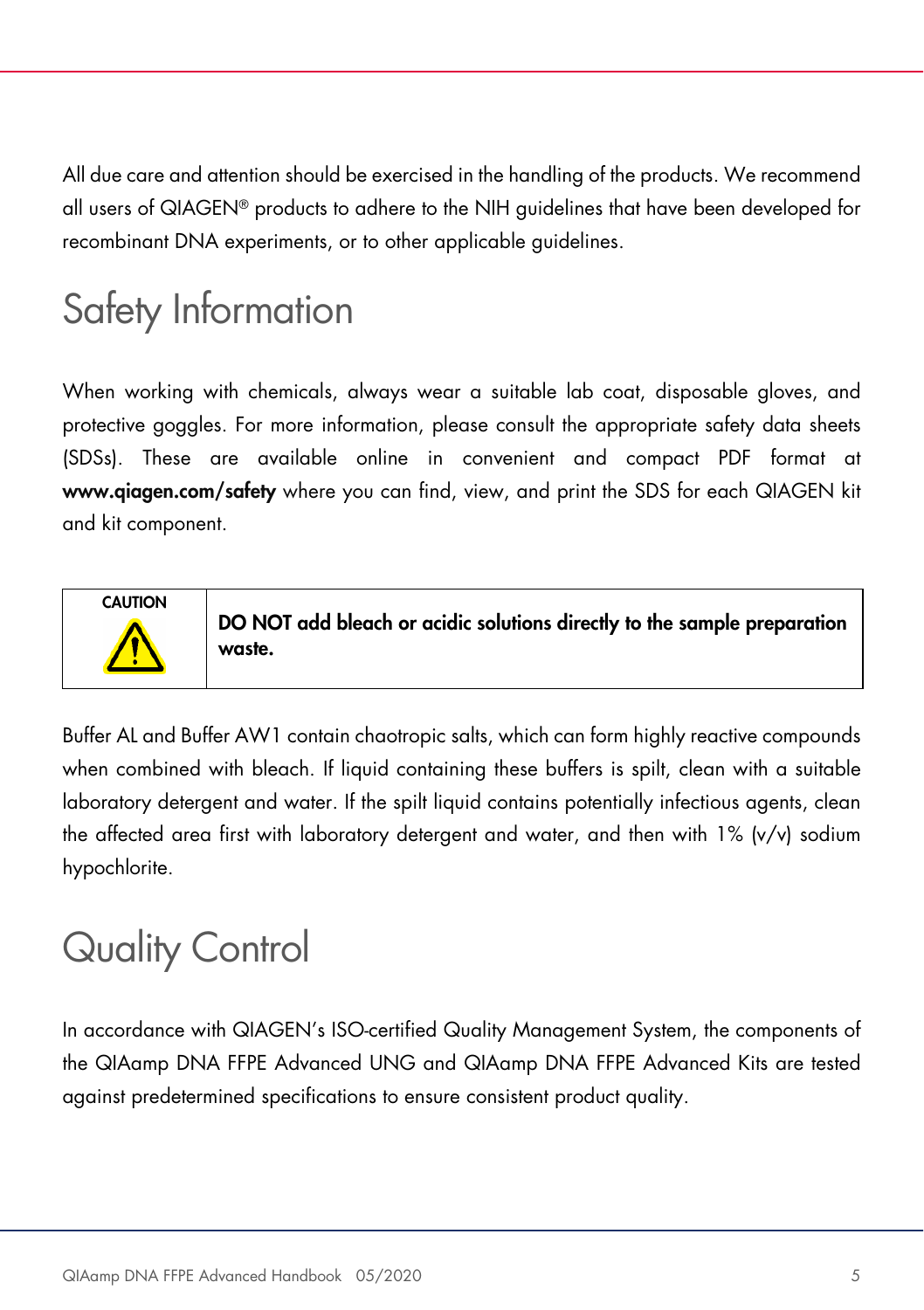All due care and attention should be exercised in the handling of the products. We recommend all users of QIAGEN® products to adhere to the NIH guidelines that have been developed for recombinant DNA experiments, or to other applicable guidelines.

# Safety Information

When working with chemicals, always wear a suitable lab coat, disposable gloves, and protective goggles. For more information, please consult the appropriate safety data sheets (SDSs). These are available online in convenient and compact PDF format at **www.qiagen.com/safety** where you can find, view, and print the SDS for each QIAGEN kit and kit component.

| CAUTION | **DO NOT add bleach or acidic solutions directly to the sample preparation waste.** |
|---|---|

Buffer AL and Buffer AW1 contain chaotropic salts, which can form highly reactive compounds when combined with bleach. If liquid containing these buffers is spilt, clean with a suitable laboratory detergent and water. If the spilt liquid contains potentially infectious agents, clean the affected area first with laboratory detergent and water, and then with 1% (v/v) sodium hypochlorite.

# Quality Control

In accordance with QIAGEN's ISO-certified Quality Management System, the components of the QIAamp DNA FFPE Advanced UNG and QIAamp DNA FFPE Advanced Kits are tested against predetermined specifications to ensure consistent product quality.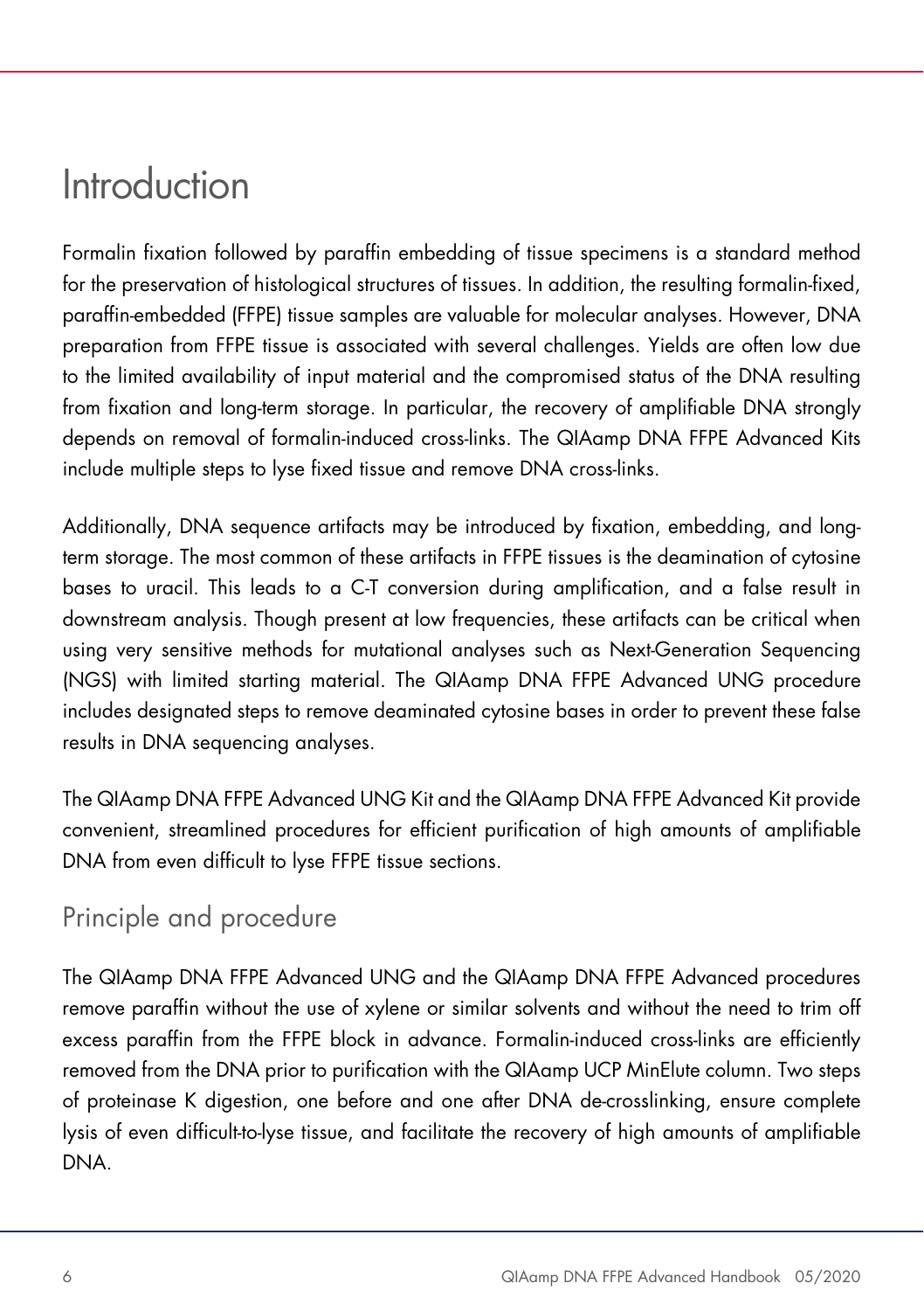# Introduction

Formalin fixation followed by paraffin embedding of tissue specimens is a standard method for the preservation of histological structures of tissues. In addition, the resulting formalin-fixed, paraffin-embedded (FFPE) tissue samples are valuable for molecular analyses. However, DNA preparation from FFPE tissue is associated with several challenges. Yields are often low due to the limited availability of input material and the compromised status of the DNA resulting from fixation and long-term storage. In particular, the recovery of amplifiable DNA strongly depends on removal of formalin-induced cross-links. The QIAamp DNA FFPE Advanced Kits include multiple steps to lyse fixed tissue and remove DNA cross-links.

Additionally, DNA sequence artifacts may be introduced by fixation, embedding, and long-term storage. The most common of these artifacts in FFPE tissues is the deamination of cytosine bases to uracil. This leads to a C-T conversion during amplification, and a false result in downstream analysis. Though present at low frequencies, these artifacts can be critical when using very sensitive methods for mutational analyses such as Next-Generation Sequencing (NGS) with limited starting material. The QIAamp DNA FFPE Advanced UNG procedure includes designated steps to remove deaminated cytosine bases in order to prevent these false results in DNA sequencing analyses.

The QIAamp DNA FFPE Advanced UNG Kit and the QIAamp DNA FFPE Advanced Kit provide convenient, streamlined procedures for efficient purification of high amounts of amplifiable DNA from even difficult to lyse FFPE tissue sections.

## Principle and procedure

The QIAamp DNA FFPE Advanced UNG and the QIAamp DNA FFPE Advanced procedures remove paraffin without the use of xylene or similar solvents and without the need to trim off excess paraffin from the FFPE block in advance. Formalin-induced cross-links are efficiently removed from the DNA prior to purification with the QIAamp UCP MinElute column. Two steps of proteinase K digestion, one before and one after DNA de-crosslinking, ensure complete lysis of even difficult-to-lyse tissue, and facilitate the recovery of high amounts of amplifiable DNA.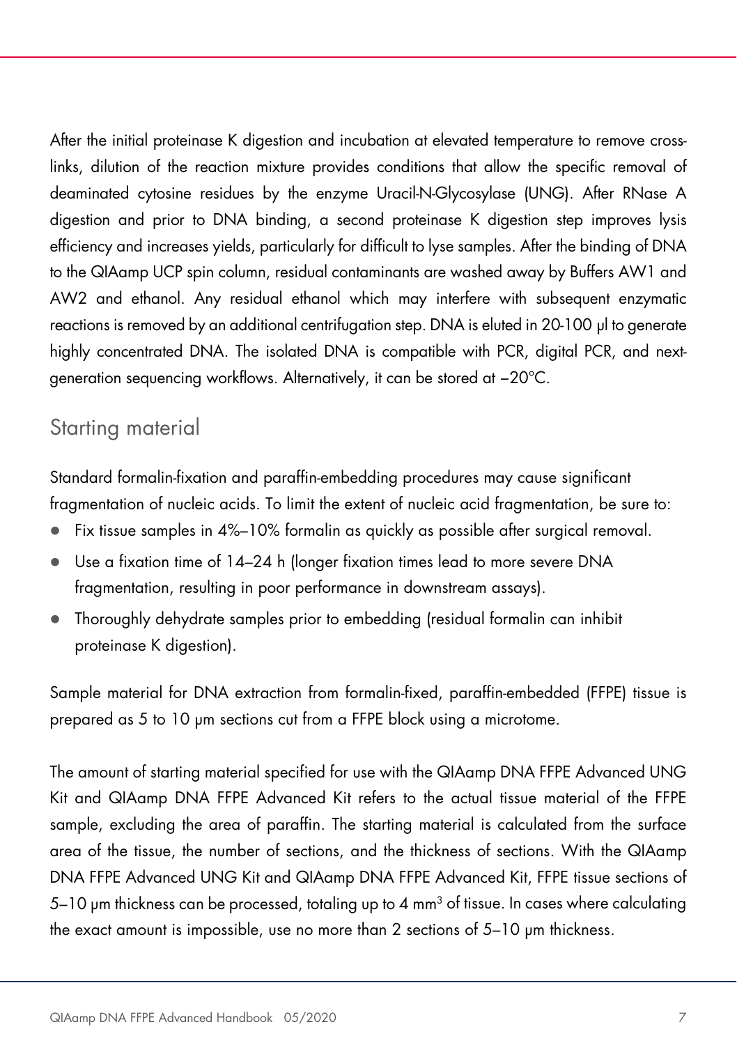After the initial proteinase K digestion and incubation at elevated temperature to remove cross-links, dilution of the reaction mixture provides conditions that allow the specific removal of deaminated cytosine residues by the enzyme Uracil-N-Glycosylase (UNG). After RNase A digestion and prior to DNA binding, a second proteinase K digestion step improves lysis efficiency and increases yields, particularly for difficult to lyse samples. After the binding of DNA to the QIAamp UCP spin column, residual contaminants are washed away by Buffers AW1 and AW2 and ethanol. Any residual ethanol which may interfere with subsequent enzymatic reactions is removed by an additional centrifugation step. DNA is eluted in 20-100 µl to generate highly concentrated DNA. The isolated DNA is compatible with PCR, digital PCR, and next-generation sequencing workflows. Alternatively, it can be stored at –20°C.

## Starting material

Standard formalin-fixation and paraffin-embedding procedures may cause significant fragmentation of nucleic acids. To limit the extent of nucleic acid fragmentation, be sure to:

- Fix tissue samples in 4%–10% formalin as quickly as possible after surgical removal.
- Use a fixation time of 14–24 h (longer fixation times lead to more severe DNA fragmentation, resulting in poor performance in downstream assays).
- Thoroughly dehydrate samples prior to embedding (residual formalin can inhibit proteinase K digestion).

Sample material for DNA extraction from formalin-fixed, paraffin-embedded (FFPE) tissue is prepared as 5 to 10 µm sections cut from a FFPE block using a microtome.

The amount of starting material specified for use with the QIAamp DNA FFPE Advanced UNG Kit and QIAamp DNA FFPE Advanced Kit refers to the actual tissue material of the FFPE sample, excluding the area of paraffin. The starting material is calculated from the surface area of the tissue, the number of sections, and the thickness of sections. With the QIAamp DNA FFPE Advanced UNG Kit and QIAamp DNA FFPE Advanced Kit, FFPE tissue sections of 5–10 µm thickness can be processed, totaling up to 4 $mm^3$ of tissue. In cases where calculating the exact amount is impossible, use no more than 2 sections of 5–10 µm thickness.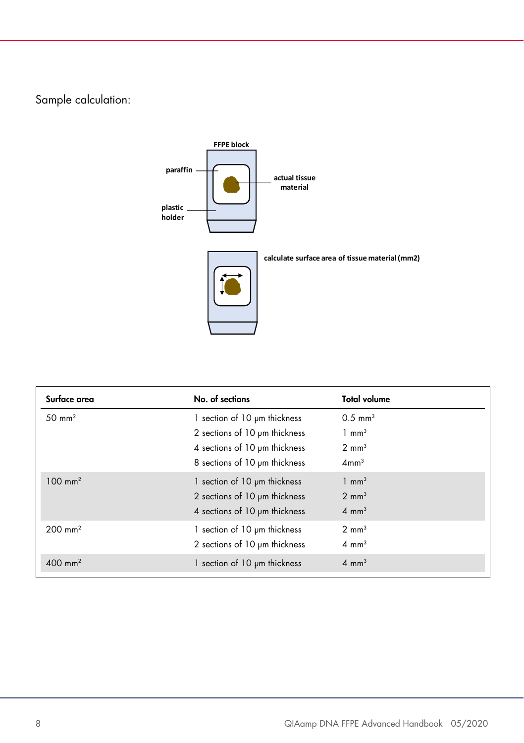Sample calculation:

FFPE block

paraffin

actual tissue material

plastic holder

calculate surface area of tissue material (mm2)

| Surface area | No. of sections | Total volume |
|---|---|---|
| 50 $mm^2$ | 1 section of 10 µm thickness | 0.5 $mm^3$ |
| | 2 sections of 10 µm thickness | 1 $mm^3$ |
| | 4 sections of 10 µm thickness | 2 $mm^3$ |
| | 8 sections of 10 µm thickness | 4$mm^3$ |
| 100 $mm^2$ | 1 section of 10 µm thickness | 1 $mm^3$ |
| | 2 sections of 10 µm thickness | 2 $mm^3$ |
| | 4 sections of 10 µm thickness | 4 $mm^3$ |
| 200 $mm^2$ | 1 section of 10 µm thickness | 2 $mm^3$ |
| | 2 sections of 10 µm thickness | 4 $mm^3$ |
| 400 $mm^2$ | 1 section of 10 µm thickness | 4 $mm^3$ |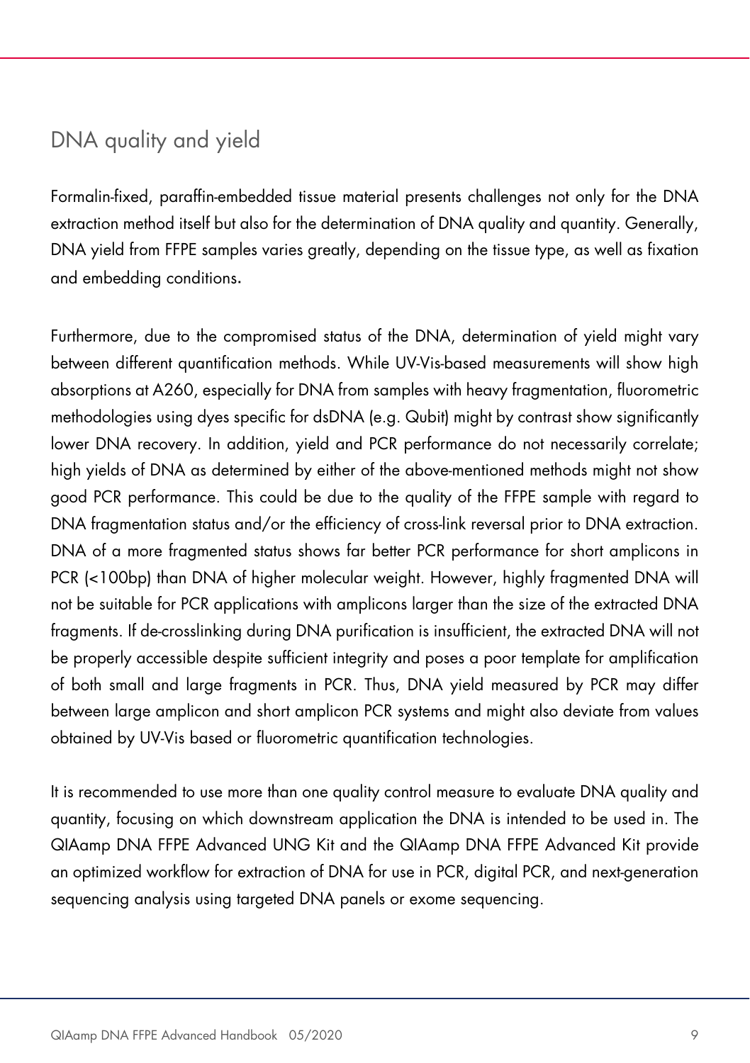## DNA quality and yield

Formalin-fixed, paraffin-embedded tissue material presents challenges not only for the DNA extraction method itself but also for the determination of DNA quality and quantity. Generally, DNA yield from FFPE samples varies greatly, depending on the tissue type, as well as fixation and embedding conditions.

Furthermore, due to the compromised status of the DNA, determination of yield might vary between different quantification methods. While UV-Vis-based measurements will show high absorptions at A260, especially for DNA from samples with heavy fragmentation, fluorometric methodologies using dyes specific for dsDNA (e.g. Qubit) might by contrast show significantly lower DNA recovery. In addition, yield and PCR performance do not necessarily correlate; high yields of DNA as determined by either of the above-mentioned methods might not show good PCR performance. This could be due to the quality of the FFPE sample with regard to DNA fragmentation status and/or the efficiency of cross-link reversal prior to DNA extraction. DNA of a more fragmented status shows far better PCR performance for short amplicons in PCR (<100bp) than DNA of higher molecular weight. However, highly fragmented DNA will not be suitable for PCR applications with amplicons larger than the size of the extracted DNA fragments. If de-crosslinking during DNA purification is insufficient, the extracted DNA will not be properly accessible despite sufficient integrity and poses a poor template for amplification of both small and large fragments in PCR. Thus, DNA yield measured by PCR may differ between large amplicon and short amplicon PCR systems and might also deviate from values obtained by UV-Vis based or fluorometric quantification technologies.

It is recommended to use more than one quality control measure to evaluate DNA quality and quantity, focusing on which downstream application the DNA is intended to be used in. The QIAamp DNA FFPE Advanced UNG Kit and the QIAamp DNA FFPE Advanced Kit provide an optimized workflow for extraction of DNA for use in PCR, digital PCR, and next-generation sequencing analysis using targeted DNA panels or exome sequencing.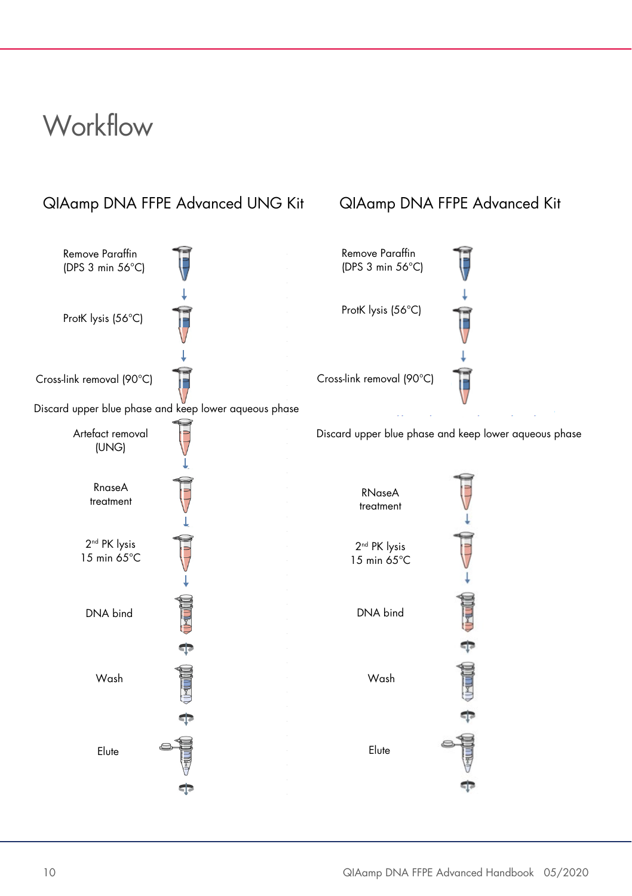# Workflow

## QIAamp DNA FFPE Advanced UNG Kit

Remove Paraffin (DPS 3 min 56°C)

↓

ProtK lysis (56°C)

↓

Cross-link removal (90°C)

Discard upper blue phase and keep lower aqueous phase

Artefact removal (UNG)

↓

RnaseA treatment

↓

2nd PK lysis 15 min 65°C

↓

DNA bind

Wash

Elute

## QIAamp DNA FFPE Advanced Kit

Remove Paraffin (DPS 3 min 56°C)

↓

ProtK lysis (56°C)

↓

Cross-link removal (90°C)

Discard upper blue phase and keep lower aqueous phase

RNaseA treatment

↓

2nd PK lysis 15 min 65°C

↓

DNA bind

Wash

Elute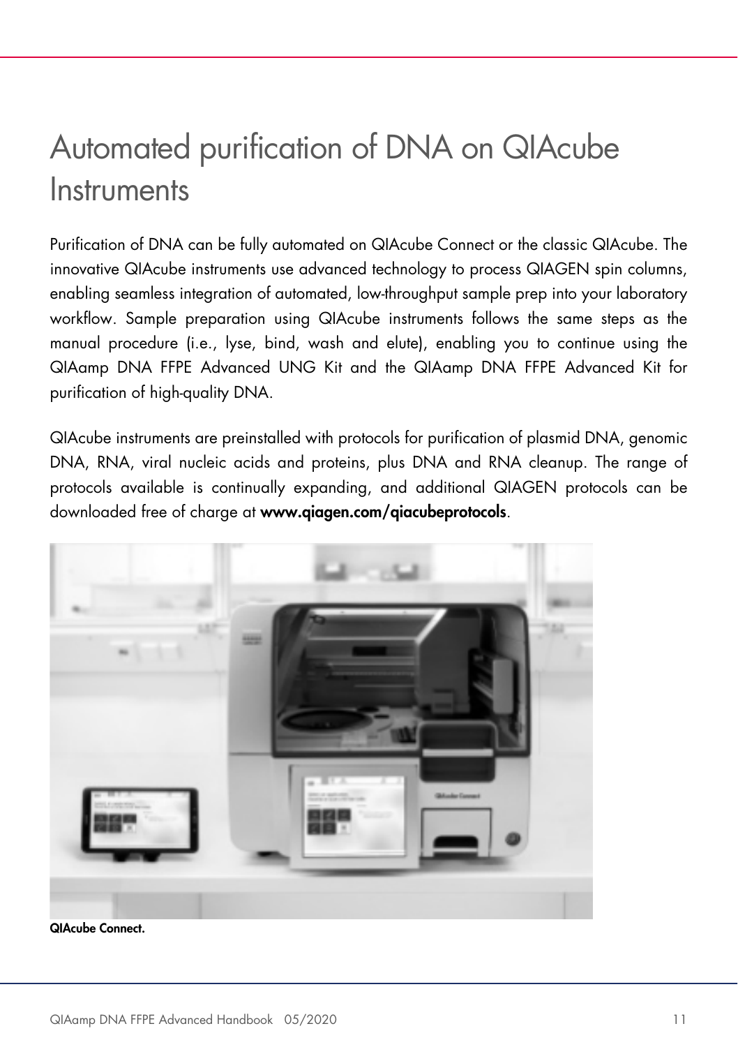# Automated purification of DNA on QIAcube Instruments

Purification of DNA can be fully automated on QIAcube Connect or the classic QIAcube. The innovative QIAcube instruments use advanced technology to process QIAGEN spin columns, enabling seamless integration of automated, low-throughput sample prep into your laboratory workflow. Sample preparation using QIAcube instruments follows the same steps as the manual procedure (i.e., lyse, bind, wash and elute), enabling you to continue using the QIAamp DNA FFPE Advanced UNG Kit and the QIAamp DNA FFPE Advanced Kit for purification of high-quality DNA.

QIAcube instruments are preinstalled with protocols for purification of plasmid DNA, genomic DNA, RNA, viral nucleic acids and proteins, plus DNA and RNA cleanup. The range of protocols available is continually expanding, and additional QIAGEN protocols can be downloaded free of charge at **www.qiagen.com/qiacubeprotocols**.

**QIAcube Connect.**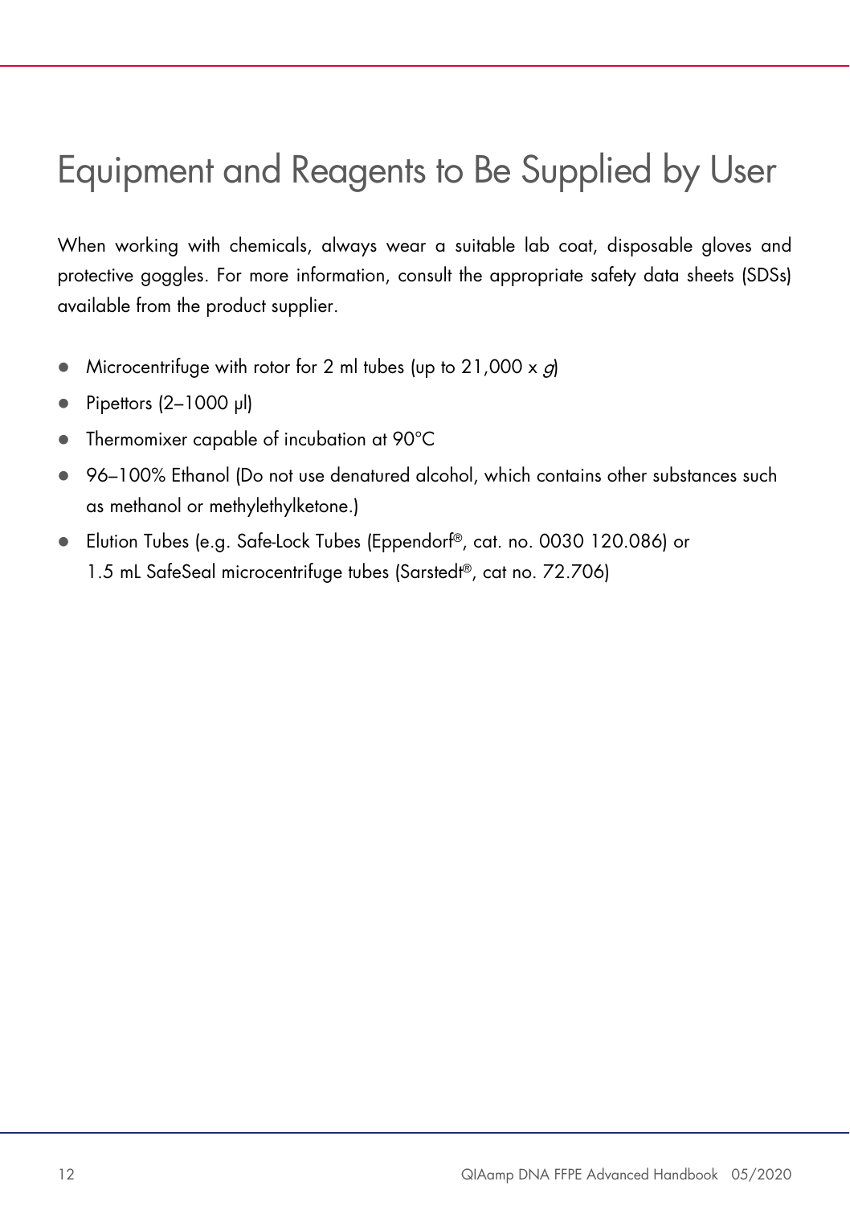# Equipment and Reagents to Be Supplied by User

When working with chemicals, always wear a suitable lab coat, disposable gloves and protective goggles. For more information, consult the appropriate safety data sheets (SDSs) available from the product supplier.

- Microcentrifuge with rotor for 2 ml tubes (up to 21,000 x *g*)
- Pipettors (2–1000 µl)
- Thermomixer capable of incubation at 90°C
- 96–100% Ethanol (Do not use denatured alcohol, which contains other substances such as methanol or methylethylketone.)
- Elution Tubes (e.g. Safe-Lock Tubes (Eppendorf®, cat. no. 0030 120.086) or 1.5 mL SafeSeal microcentrifuge tubes (Sarstedt®, cat no. 72.706)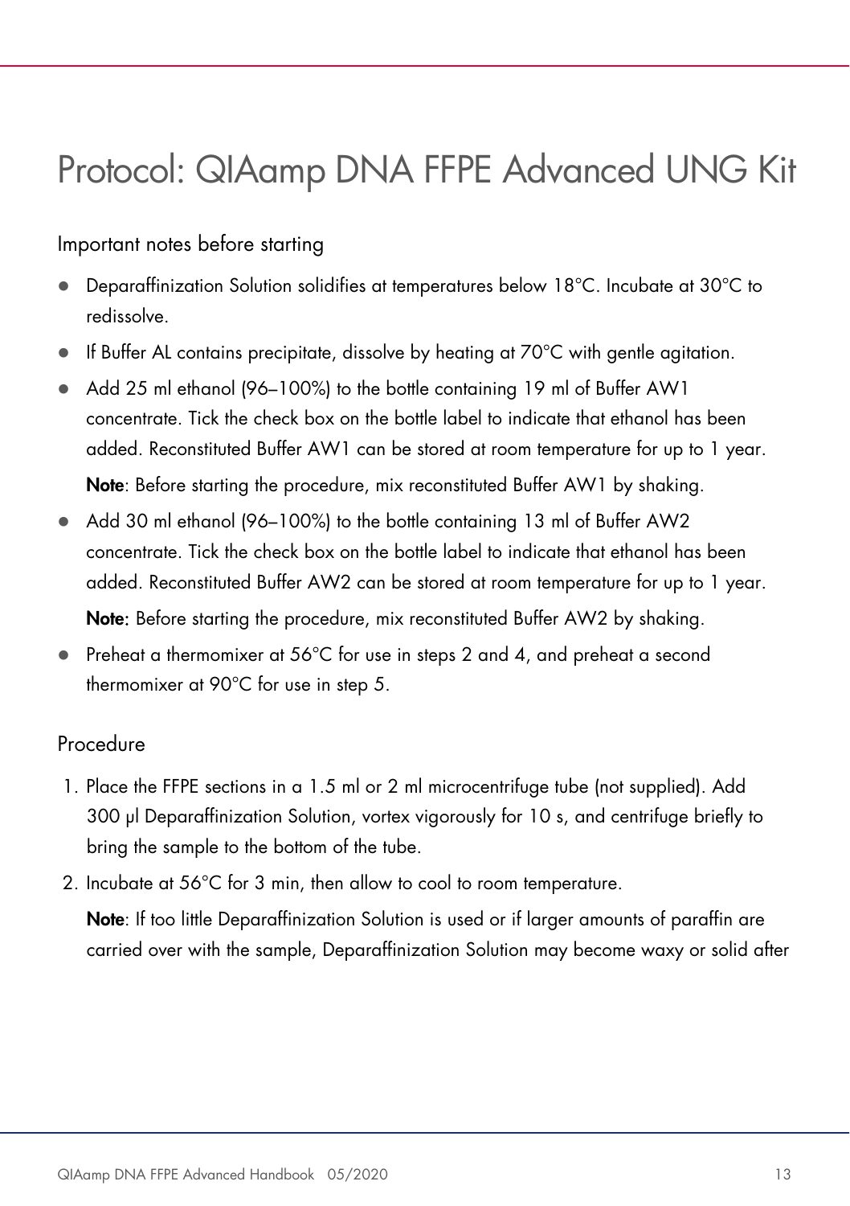# Protocol: QIAamp DNA FFPE Advanced UNG Kit

## Important notes before starting

- Deparaffinization Solution solidifies at temperatures below 18°C. Incubate at 30°C to redissolve.
- If Buffer AL contains precipitate, dissolve by heating at 70°C with gentle agitation.
- Add 25 ml ethanol (96–100%) to the bottle containing 19 ml of Buffer AW1 concentrate. Tick the check box on the bottle label to indicate that ethanol has been added. Reconstituted Buffer AW1 can be stored at room temperature for up to 1 year.

  **Note**: Before starting the procedure, mix reconstituted Buffer AW1 by shaking.
- Add 30 ml ethanol (96–100%) to the bottle containing 13 ml of Buffer AW2 concentrate. Tick the check box on the bottle label to indicate that ethanol has been added. Reconstituted Buffer AW2 can be stored at room temperature for up to 1 year.

  **Note:** Before starting the procedure, mix reconstituted Buffer AW2 by shaking.
- Preheat a thermomixer at 56°C for use in steps 2 and 4, and preheat a second thermomixer at 90°C for use in step 5.

## Procedure

1. Place the FFPE sections in a 1.5 ml or 2 ml microcentrifuge tube (not supplied). Add 300 µl Deparaffinization Solution, vortex vigorously for 10 s, and centrifuge briefly to bring the sample to the bottom of the tube.
2. Incubate at 56°C for 3 min, then allow to cool to room temperature.

   **Note**: If too little Deparaffinization Solution is used or if larger amounts of paraffin are carried over with the sample, Deparaffinization Solution may become waxy or solid after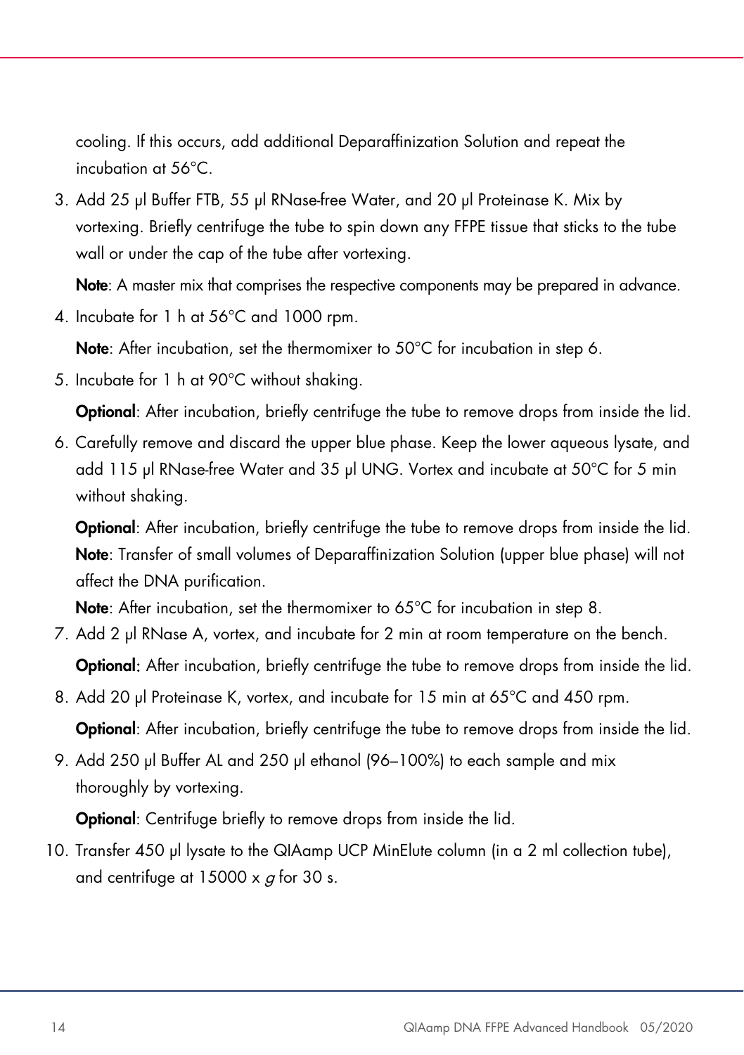cooling. If this occurs, add additional Deparaffinization Solution and repeat the incubation at 56°C.

3. Add 25 µl Buffer FTB, 55 µl RNase-free Water, and 20 µl Proteinase K. Mix by vortexing. Briefly centrifuge the tube to spin down any FFPE tissue that sticks to the tube wall or under the cap of the tube after vortexing.

   **Note**: A master mix that comprises the respective components may be prepared in advance.

4. Incubate for 1 h at 56°C and 1000 rpm.

   **Note**: After incubation, set the thermomixer to 50°C for incubation in step 6.

5. Incubate for 1 h at 90°C without shaking.

   **Optional**: After incubation, briefly centrifuge the tube to remove drops from inside the lid.

6. Carefully remove and discard the upper blue phase. Keep the lower aqueous lysate, and add 115 µl RNase-free Water and 35 µl UNG. Vortex and incubate at 50°C for 5 min without shaking.

   **Optional**: After incubation, briefly centrifuge the tube to remove drops from inside the lid.
   **Note**: Transfer of small volumes of Deparaffinization Solution (upper blue phase) will not affect the DNA purification.
   **Note**: After incubation, set the thermomixer to 65°C for incubation in step 8.

7. Add 2 µl RNase A, vortex, and incubate for 2 min at room temperature on the bench.

   **Optional:** After incubation, briefly centrifuge the tube to remove drops from inside the lid.

8. Add 20 µl Proteinase K, vortex, and incubate for 15 min at 65°C and 450 rpm.

   **Optional**: After incubation, briefly centrifuge the tube to remove drops from inside the lid.

9. Add 250 µl Buffer AL and 250 µl ethanol (96–100%) to each sample and mix thoroughly by vortexing.

   **Optional**: Centrifuge briefly to remove drops from inside the lid.

10. Transfer 450 µl lysate to the QIAamp UCP MinElute column (in a 2 ml collection tube), and centrifuge at 15000 x *g* for 30 s.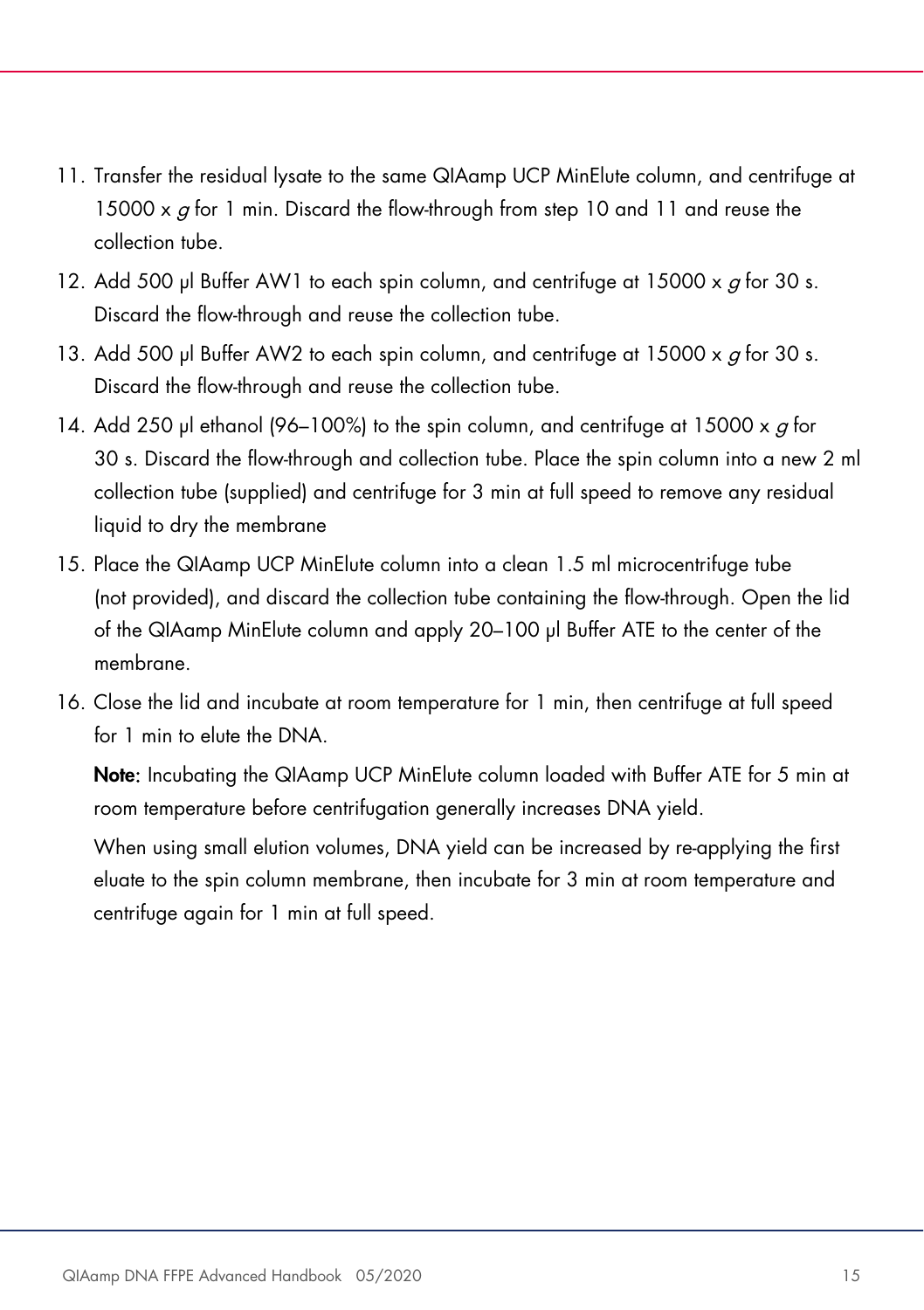11. Transfer the residual lysate to the same QIAamp UCP MinElute column, and centrifuge at 15000 x *g* for 1 min. Discard the flow-through from step 10 and 11 and reuse the collection tube.
12. Add 500 µl Buffer AW1 to each spin column, and centrifuge at 15000 x *g* for 30 s. Discard the flow-through and reuse the collection tube.
13. Add 500 µl Buffer AW2 to each spin column, and centrifuge at 15000 x *g* for 30 s. Discard the flow-through and reuse the collection tube.
14. Add 250 µl ethanol (96–100%) to the spin column, and centrifuge at 15000 x *g* for 30 s. Discard the flow-through and collection tube. Place the spin column into a new 2 ml collection tube (supplied) and centrifuge for 3 min at full speed to remove any residual liquid to dry the membrane
15. Place the QIAamp UCP MinElute column into a clean 1.5 ml microcentrifuge tube (not provided), and discard the collection tube containing the flow-through. Open the lid of the QIAamp MinElute column and apply 20–100 µl Buffer ATE to the center of the membrane.
16. Close the lid and incubate at room temperature for 1 min, then centrifuge at full speed for 1 min to elute the DNA.

    **Note**: Incubating the QIAamp UCP MinElute column loaded with Buffer ATE for 5 min at room temperature before centrifugation generally increases DNA yield.

    When using small elution volumes, DNA yield can be increased by re-applying the first eluate to the spin column membrane, then incubate for 3 min at room temperature and centrifuge again for 1 min at full speed.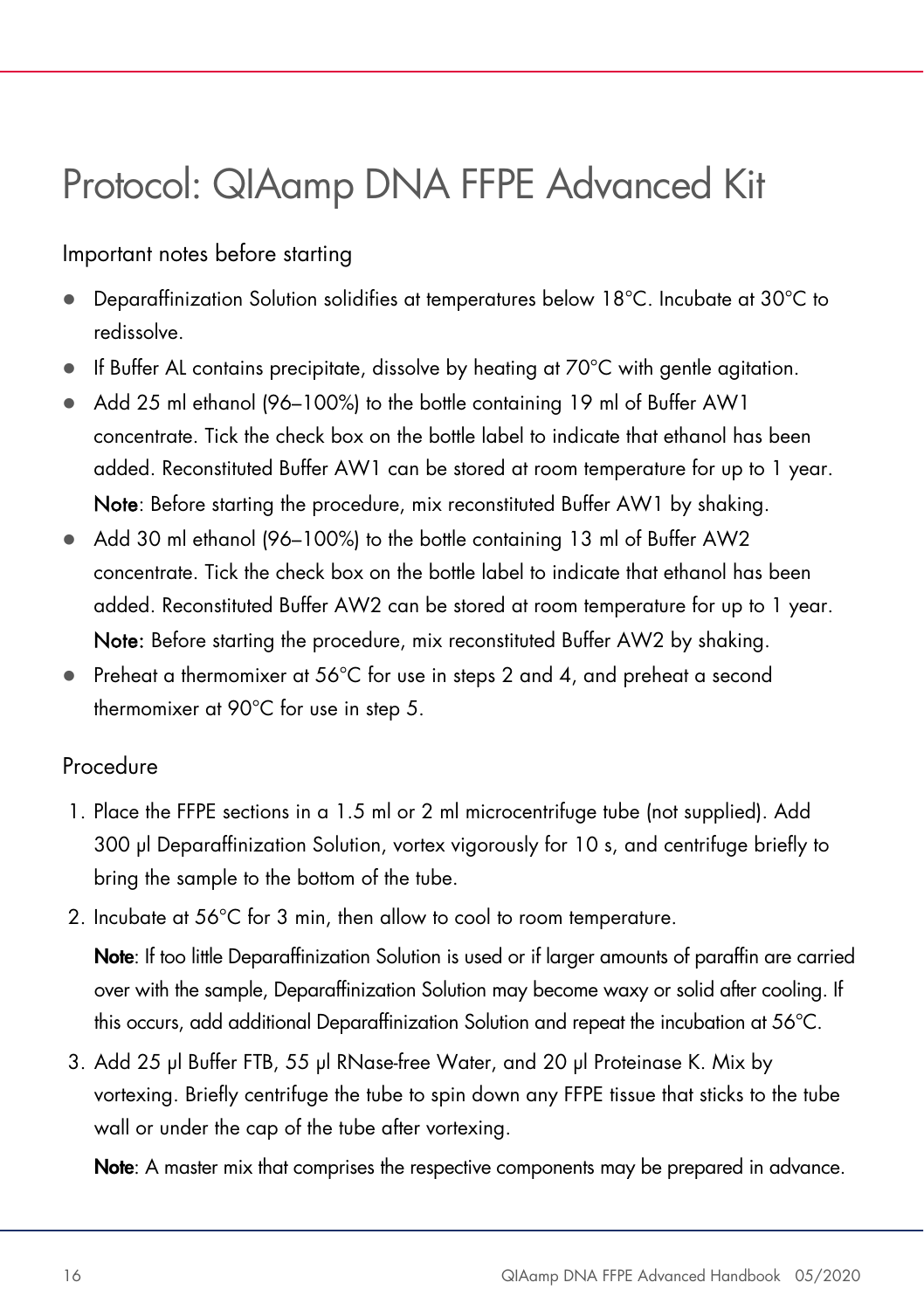# Protocol: QIAamp DNA FFPE Advanced Kit

## Important notes before starting

- Deparaffinization Solution solidifies at temperatures below 18°C. Incubate at 30°C to redissolve.
- If Buffer AL contains precipitate, dissolve by heating at 70°C with gentle agitation.
- Add 25 ml ethanol (96–100%) to the bottle containing 19 ml of Buffer AW1 concentrate. Tick the check box on the bottle label to indicate that ethanol has been added. Reconstituted Buffer AW1 can be stored at room temperature for up to 1 year.
  **Note**: Before starting the procedure, mix reconstituted Buffer AW1 by shaking.
- Add 30 ml ethanol (96–100%) to the bottle containing 13 ml of Buffer AW2 concentrate. Tick the check box on the bottle label to indicate that ethanol has been added. Reconstituted Buffer AW2 can be stored at room temperature for up to 1 year.
  **Note**: Before starting the procedure, mix reconstituted Buffer AW2 by shaking.
- Preheat a thermomixer at 56°C for use in steps 2 and 4, and preheat a second thermomixer at 90°C for use in step 5.

## Procedure

1. Place the FFPE sections in a 1.5 ml or 2 ml microcentrifuge tube (not supplied). Add 300 µl Deparaffinization Solution, vortex vigorously for 10 s, and centrifuge briefly to bring the sample to the bottom of the tube.
2. Incubate at 56°C for 3 min, then allow to cool to room temperature.

   **Note**: If too little Deparaffinization Solution is used or if larger amounts of paraffin are carried over with the sample, Deparaffinization Solution may become waxy or solid after cooling. If this occurs, add additional Deparaffinization Solution and repeat the incubation at 56°C.
3. Add 25 µl Buffer FTB, 55 µl RNase-free Water, and 20 µl Proteinase K. Mix by vortexing. Briefly centrifuge the tube to spin down any FFPE tissue that sticks to the tube wall or under the cap of the tube after vortexing.

   **Note**: A master mix that comprises the respective components may be prepared in advance.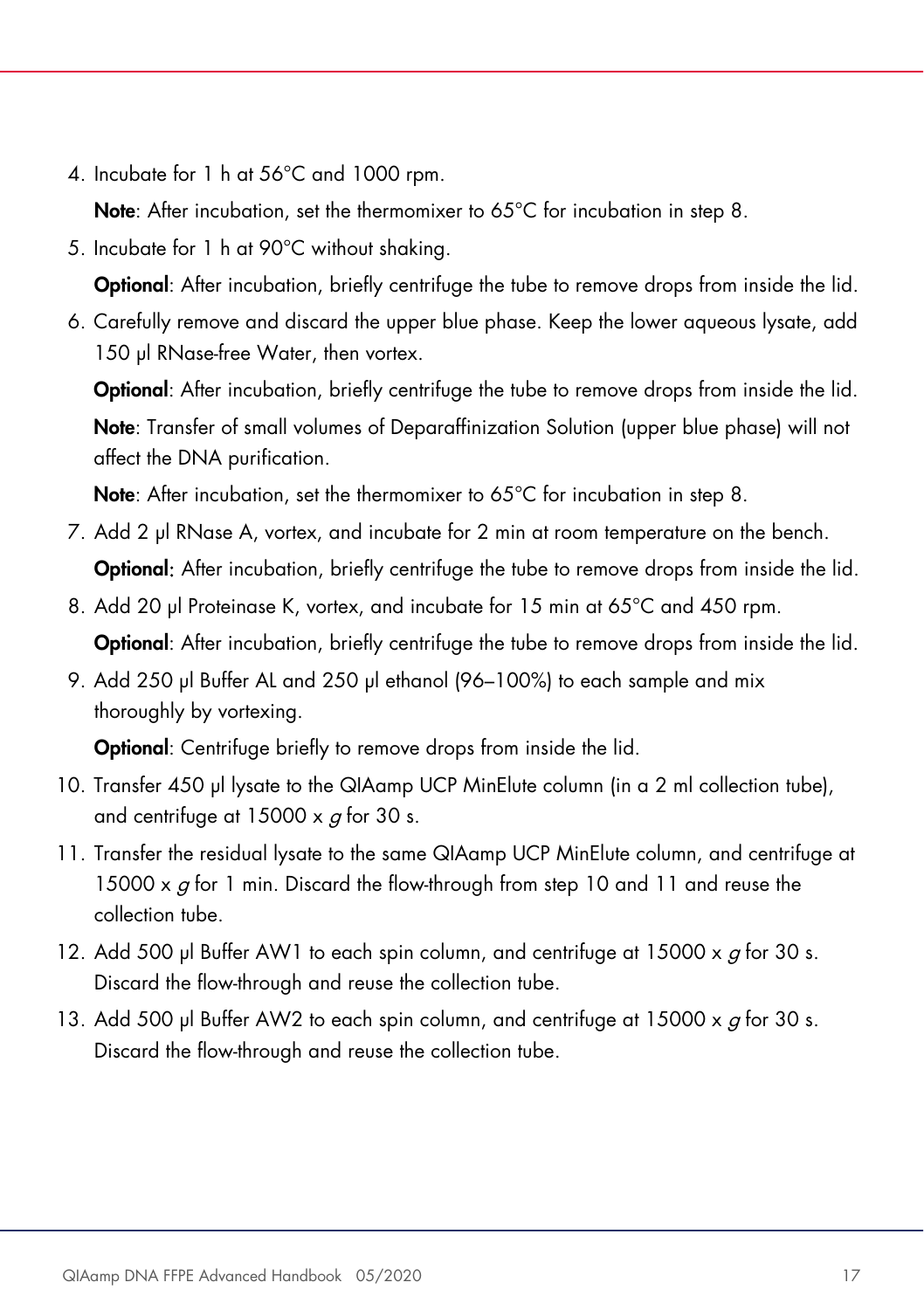4. Incubate for 1 h at 56°C and 1000 rpm.

   **Note**: After incubation, set the thermomixer to 65°C for incubation in step 8.

5. Incubate for 1 h at 90°C without shaking.

   **Optional**: After incubation, briefly centrifuge the tube to remove drops from inside the lid.

6. Carefully remove and discard the upper blue phase. Keep the lower aqueous lysate, add 150 µl RNase-free Water, then vortex.

   **Optional**: After incubation, briefly centrifuge the tube to remove drops from inside the lid.

   **Note**: Transfer of small volumes of Deparaffinization Solution (upper blue phase) will not affect the DNA purification.

   **Note**: After incubation, set the thermomixer to 65°C for incubation in step 8.

7. Add 2 µl RNase A, vortex, and incubate for 2 min at room temperature on the bench.

   **Optional**: After incubation, briefly centrifuge the tube to remove drops from inside the lid.

8. Add 20 µl Proteinase K, vortex, and incubate for 15 min at 65°C and 450 rpm.

   **Optional**: After incubation, briefly centrifuge the tube to remove drops from inside the lid.

9. Add 250 µl Buffer AL and 250 µl ethanol (96–100%) to each sample and mix thoroughly by vortexing.

   **Optional**: Centrifuge briefly to remove drops from inside the lid.

10. Transfer 450 µl lysate to the QIAamp UCP MinElute column (in a 2 ml collection tube), and centrifuge at 15000 x *g* for 30 s.

11. Transfer the residual lysate to the same QIAamp UCP MinElute column, and centrifuge at 15000 x *g* for 1 min. Discard the flow-through from step 10 and 11 and reuse the collection tube.

12. Add 500 µl Buffer AW1 to each spin column, and centrifuge at 15000 x *g* for 30 s. Discard the flow-through and reuse the collection tube.

13. Add 500 µl Buffer AW2 to each spin column, and centrifuge at 15000 x *g* for 30 s. Discard the flow-through and reuse the collection tube.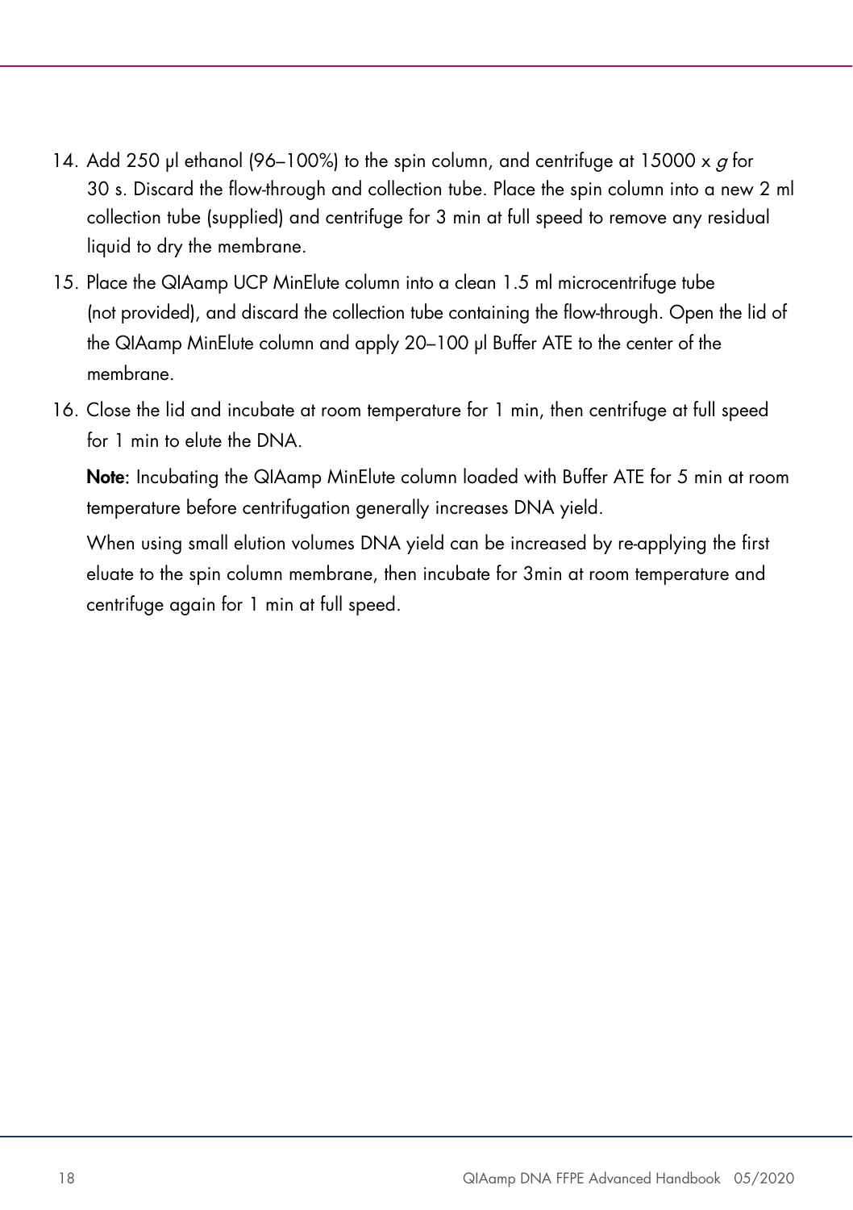14. Add 250 µl ethanol (96–100%) to the spin column, and centrifuge at 15000 x *g* for 30 s. Discard the flow-through and collection tube. Place the spin column into a new 2 ml collection tube (supplied) and centrifuge for 3 min at full speed to remove any residual liquid to dry the membrane.
15. Place the QIAamp UCP MinElute column into a clean 1.5 ml microcentrifuge tube (not provided), and discard the collection tube containing the flow-through. Open the lid of the QIAamp MinElute column and apply 20–100 µl Buffer ATE to the center of the membrane.
16. Close the lid and incubate at room temperature for 1 min, then centrifuge at full speed for 1 min to elute the DNA.

    **Note**: Incubating the QIAamp MinElute column loaded with Buffer ATE for 5 min at room temperature before centrifugation generally increases DNA yield.

    When using small elution volumes DNA yield can be increased by re-applying the first eluate to the spin column membrane, then incubate for 3min at room temperature and centrifuge again for 1 min at full speed.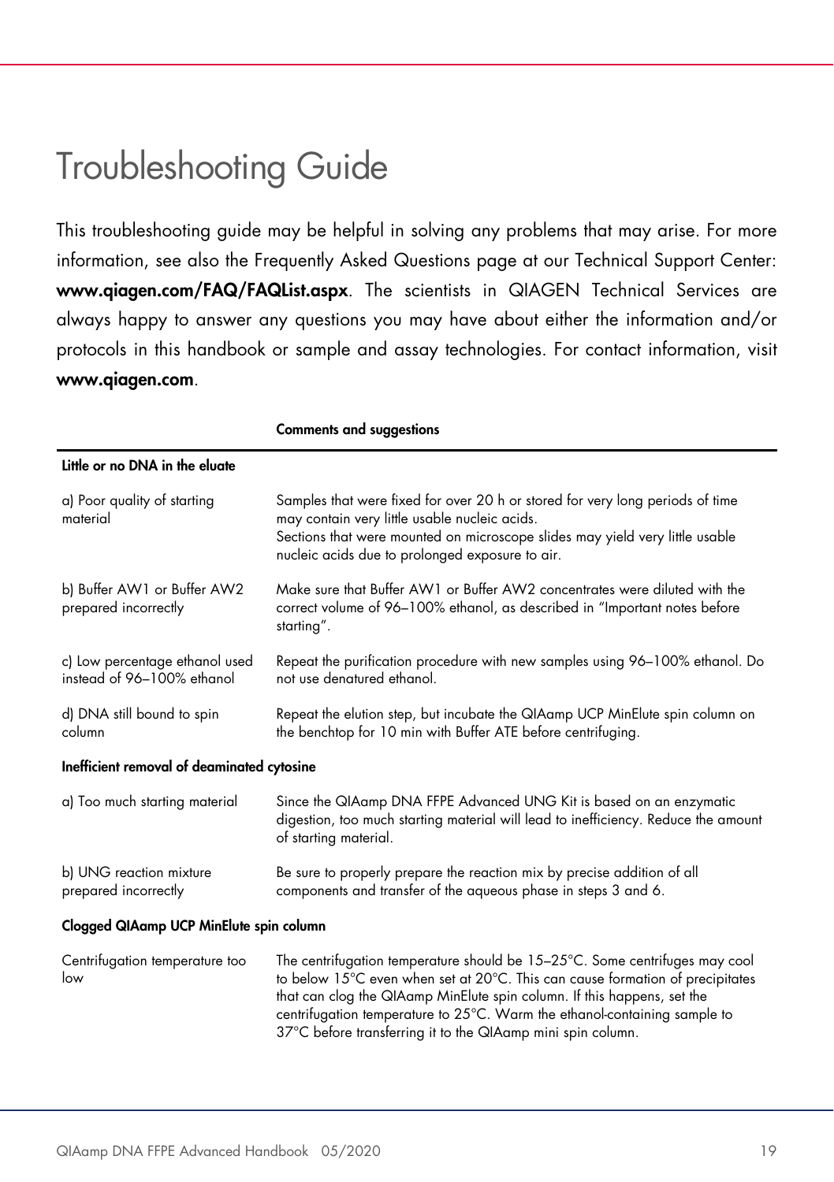# Troubleshooting Guide

This troubleshooting guide may be helpful in solving any problems that may arise. For more information, see also the Frequently Asked Questions page at our Technical Support Center: **www.qiagen.com/FAQ/FAQList.aspx**. The scientists in QIAGEN Technical Services are always happy to answer any questions you may have about either the information and/or protocols in this handbook or sample and assay technologies. For contact information, visit **www.qiagen.com**.

| | **Comments and suggestions** |
|---|---|
| **Little or no DNA in the eluate** | |
| a) Poor quality of starting material | Samples that were fixed for over 20 h or stored for very long periods of time may contain very little usable nucleic acids. Sections that were mounted on microscope slides may yield very little usable nucleic acids due to prolonged exposure to air. |
| b) Buffer AW1 or Buffer AW2 prepared incorrectly | Make sure that Buffer AW1 or Buffer AW2 concentrates were diluted with the correct volume of 96–100% ethanol, as described in "Important notes before starting". |
| c) Low percentage ethanol used instead of 96–100% ethanol | Repeat the purification procedure with new samples using 96–100% ethanol. Do not use denatured ethanol. |
| d) DNA still bound to spin column | Repeat the elution step, but incubate the QIAamp UCP MinElute spin column on the benchtop for 10 min with Buffer ATE before centrifuging. |
| **Inefficient removal of deaminated cytosine** | |
| a) Too much starting material | Since the QIAamp DNA FFPE Advanced UNG Kit is based on an enzymatic digestion, too much starting material will lead to inefficiency. Reduce the amount of starting material. |
| b) UNG reaction mixture prepared incorrectly | Be sure to properly prepare the reaction mix by precise addition of all components and transfer of the aqueous phase in steps 3 and 6. |
| **Clogged QIAamp UCP MinElute spin column** | |
| Centrifugation temperature too low | The centrifugation temperature should be 15–25°C. Some centrifuges may cool to below 15°C even when set at 20°C. This can cause formation of precipitates that can clog the QIAamp MinElute spin column. If this happens, set the centrifugation temperature to 25°C. Warm the ethanol-containing sample to 37°C before transferring it to the QIAamp mini spin column. |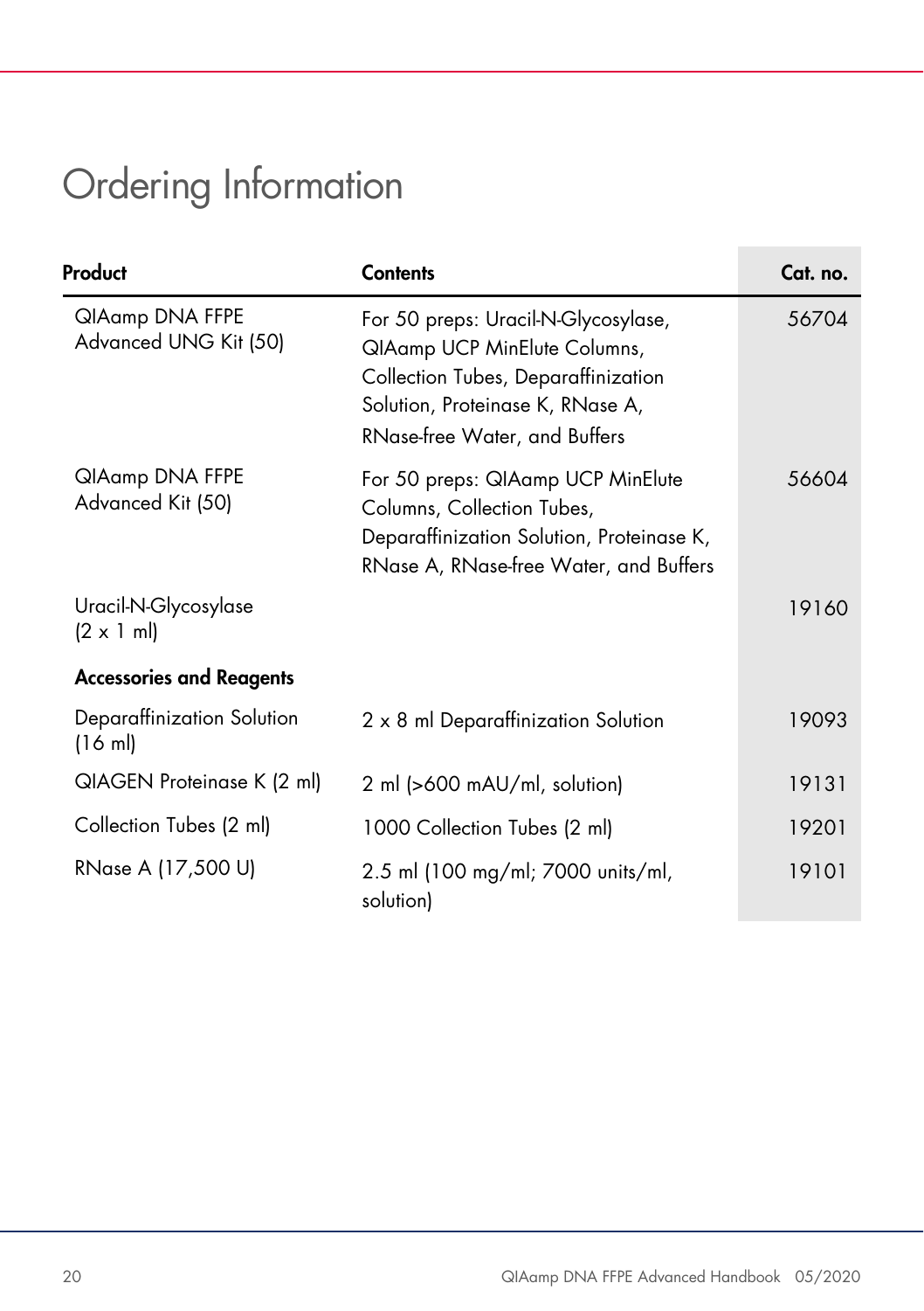# Ordering Information

| Product | Contents | Cat. no. |
|---|---|---|
| QIAamp DNA FFPE Advanced UNG Kit (50) | For 50 preps: Uracil-N-Glycosylase, QIAamp UCP MinElute Columns, Collection Tubes, Deparaffinization Solution, Proteinase K, RNase A, RNase-free Water, and Buffers | 56704 |
| QIAamp DNA FFPE Advanced Kit (50) | For 50 preps: QIAamp UCP MinElute Columns, Collection Tubes, Deparaffinization Solution, Proteinase K, RNase A, RNase-free Water, and Buffers | 56604 |
| Uracil-N-Glycosylase (2 x 1 ml) | | 19160 |
| **Accessories and Reagents** | | |
| Deparaffinization Solution (16 ml) | 2 x 8 ml Deparaffinization Solution | 19093 |
| QIAGEN Proteinase K (2 ml) | 2 ml (>600 mAU/ml, solution) | 19131 |
| Collection Tubes (2 ml) | 1000 Collection Tubes (2 ml) | 19201 |
| RNase A (17,500 U) | 2.5 ml (100 mg/ml; 7000 units/ml, solution) | 19101 |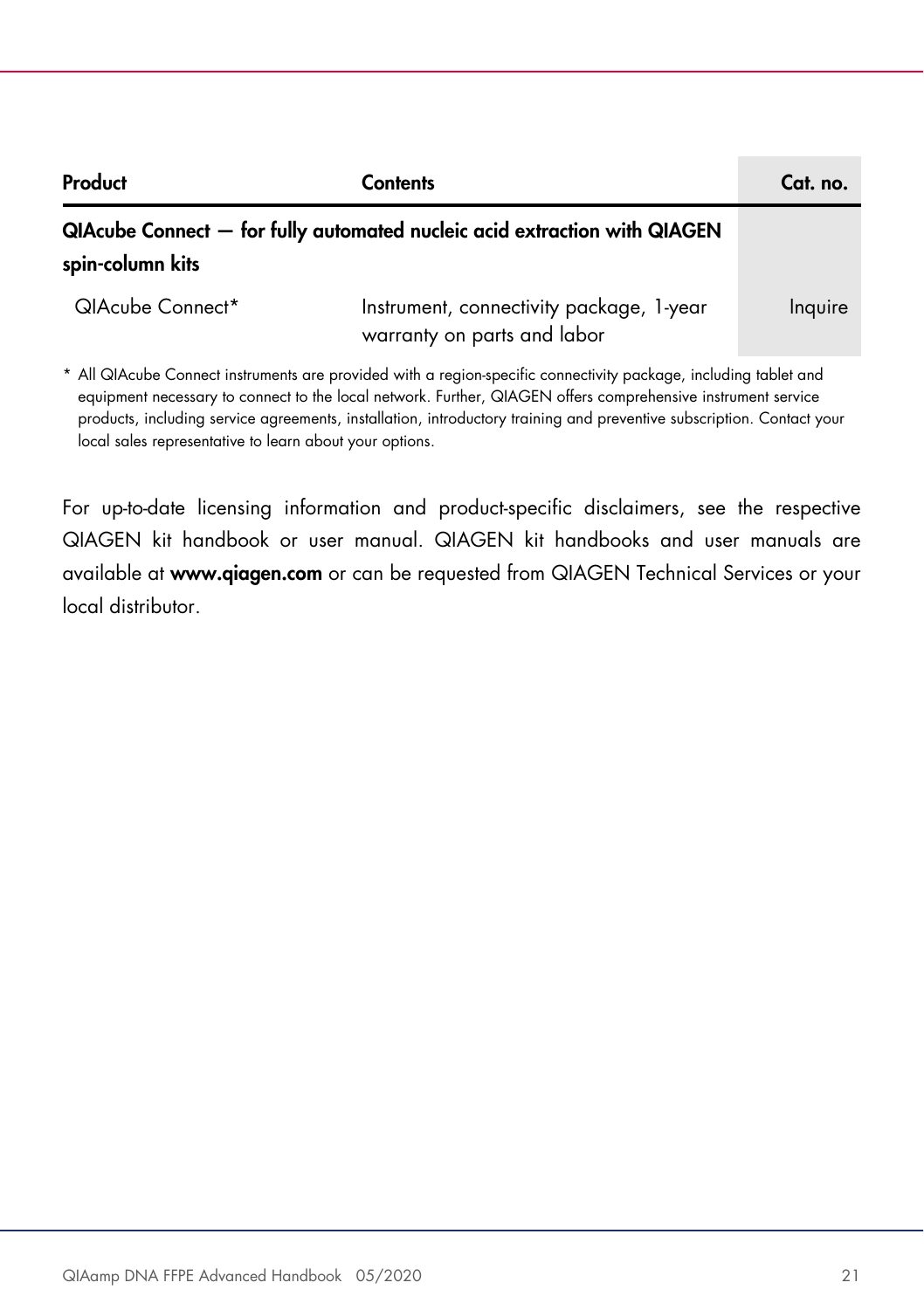| Product | Contents | Cat. no. |
|---|---|---|
| **QIAcube Connect — for fully automated nucleic acid extraction with QIAGEN spin-column kits** | | |
| QIAcube Connect* | Instrument, connectivity package, 1-year warranty on parts and labor | Inquire |

\* All QIAcube Connect instruments are provided with a region-specific connectivity package, including tablet and equipment necessary to connect to the local network. Further, QIAGEN offers comprehensive instrument service products, including service agreements, installation, introductory training and preventive subscription. Contact your local sales representative to learn about your options.

For up-to-date licensing information and product-specific disclaimers, see the respective QIAGEN kit handbook or user manual. QIAGEN kit handbooks and user manuals are available at **www.qiagen.com** or can be requested from QIAGEN Technical Services or your local distributor.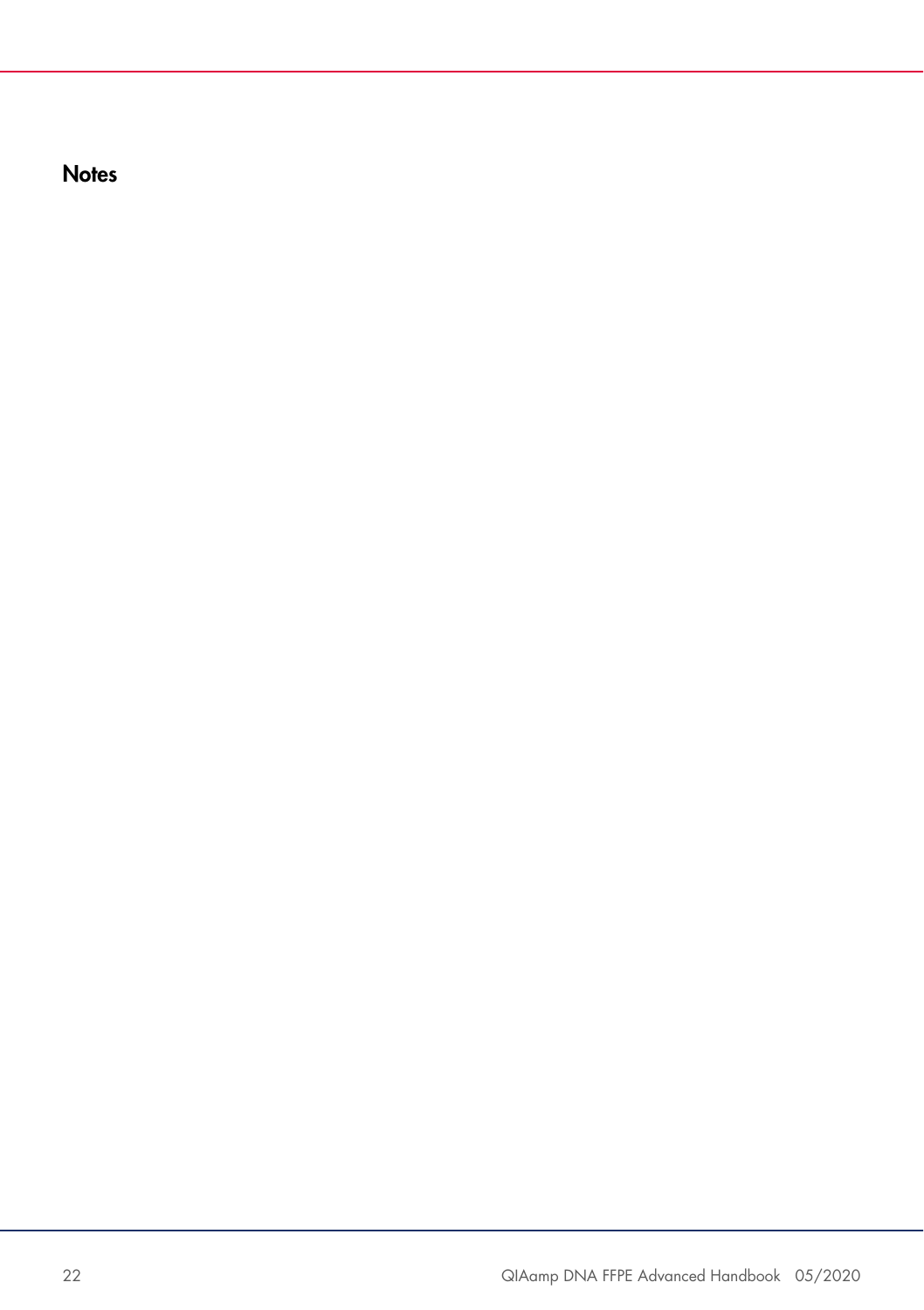## Notes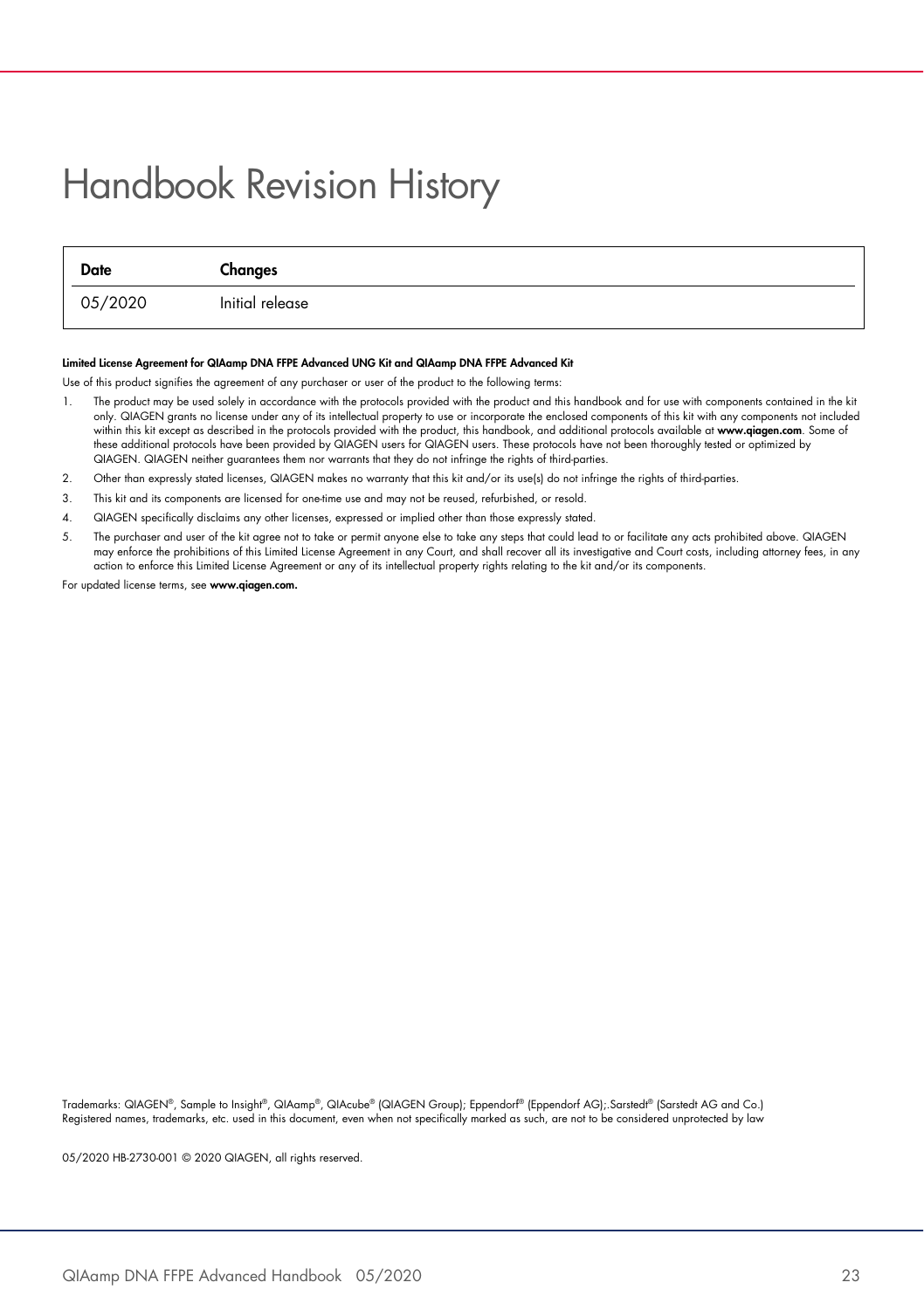# Handbook Revision History

| Date | Changes |
|---|---|
| 05/2020 | Initial release |

**Limited License Agreement for QIAamp DNA FFPE Advanced UNG Kit and QIAamp DNA FFPE Advanced Kit**

Use of this product signifies the agreement of any purchaser or user of the product to the following terms:

1. The product may be used solely in accordance with the protocols provided with the product and this handbook and for use with components contained in the kit only. QIAGEN grants no license under any of its intellectual property to use or incorporate the enclosed components of this kit with any components not included within this kit except as described in the protocols provided with the product, this handbook, and additional protocols available at **www.qiagen.com**. Some of these additional protocols have been provided by QIAGEN users for QIAGEN users. These protocols have not been thoroughly tested or optimized by QIAGEN. QIAGEN neither guarantees them nor warrants that they do not infringe the rights of third-parties.
2. Other than expressly stated licenses, QIAGEN makes no warranty that this kit and/or its use(s) do not infringe the rights of third-parties.
3. This kit and its components are licensed for one-time use and may not be reused, refurbished, or resold.
4. QIAGEN specifically disclaims any other licenses, expressed or implied other than those expressly stated.
5. The purchaser and user of the kit agree not to take or permit anyone else to take any steps that could lead to or facilitate any acts prohibited above. QIAGEN may enforce the prohibitions of this Limited License Agreement in any Court, and shall recover all its investigative and Court costs, including attorney fees, in any action to enforce this Limited License Agreement or any of its intellectual property rights relating to the kit and/or its components.

For updated license terms, see **www.qiagen.com.**

Trademarks: QIAGEN®, Sample to Insight®, QIAamp®, QIAcube® (QIAGEN Group); Eppendorf® (Eppendorf AG);.Sarstedt® (Sarstedt AG and Co.)
Registered names, trademarks, etc. used in this document, even when not specifically marked as such, are not to be considered unprotected by law

05/2020 HB-2730-001 © 2020 QIAGEN, all rights reserved.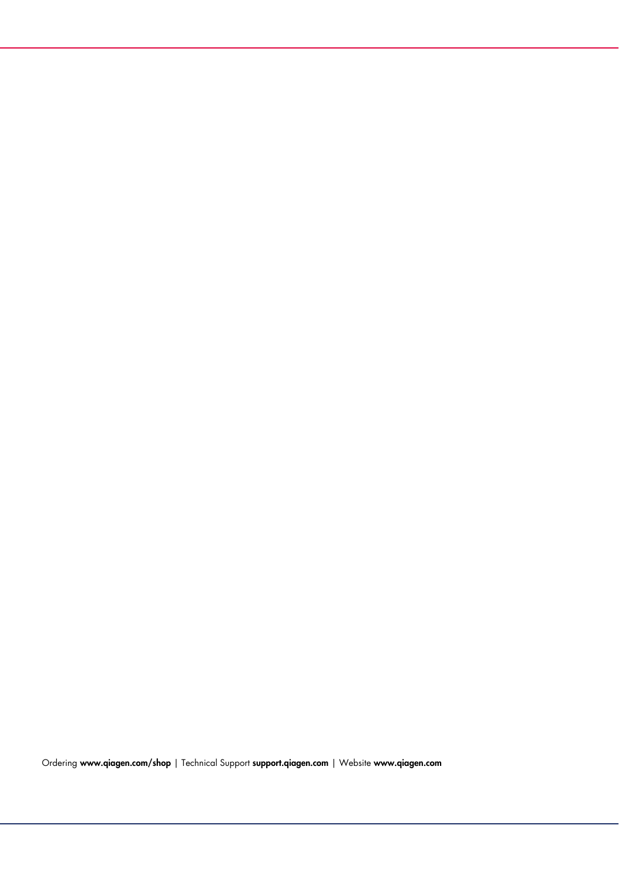Ordering **www.qiagen.com/shop** | Technical Support **support.qiagen.com** | Website **www.qiagen.com**